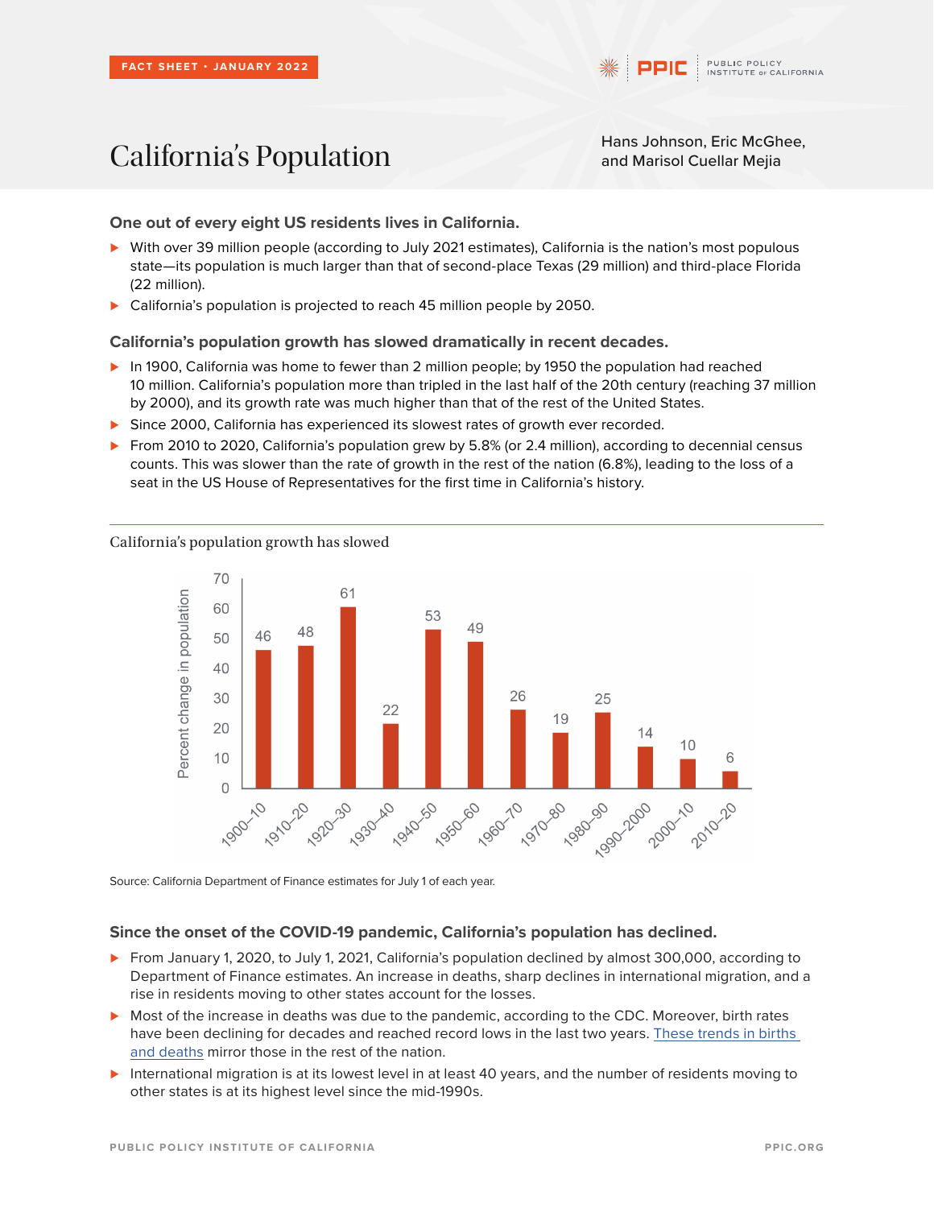FACT SHEET • JANUARY 2022

# California's Population

Hans Johnson, Eric McGhee, and Marisol Cuellar Mejia

## One out of every eight US residents lives in California.

- With over 39 million people (according to July 2021 estimates), California is the nation's most populous state—its population is much larger than that of second-place Texas (29 million) and third-place Florida (22 million).
- California's population is projected to reach 45 million people by 2050.

## California's population growth has slowed dramatically in recent decades.

- In 1900, California was home to fewer than 2 million people; by 1950 the population had reached 10 million. California's population more than tripled in the last half of the 20th century (reaching 37 million by 2000), and its growth rate was much higher than that of the rest of the United States.
- Since 2000, California has experienced its slowest rates of growth ever recorded.
- From 2010 to 2020, California's population grew by 5.8% (or 2.4 million), according to decennial census counts. This was slower than the rate of growth in the rest of the nation (6.8%), leading to the loss of a seat in the US House of Representatives for the first time in California's history.

California's population growth has slowed

| Decade | Percent change in population |
|---|---|
| 1900–10 | 46 |
| 1910–20 | 48 |
| 1920–30 | 61 |
| 1930–40 | 22 |
| 1940–50 | 53 |
| 1950–60 | 49 |
| 1960–70 | 26 |
| 1970–80 | 19 |
| 1980–90 | 25 |
| 1990–2000 | 14 |
| 2000–10 | 10 |
| 2010–20 | 6 |

Source: California Department of Finance estimates for July 1 of each year.

## Since the onset of the COVID-19 pandemic, California's population has declined.

- From January 1, 2020, to July 1, 2021, California's population declined by almost 300,000, according to Department of Finance estimates. An increase in deaths, sharp declines in international migration, and a rise in residents moving to other states account for the losses.
- Most of the increase in deaths was due to the pandemic, according to the CDC. Moreover, birth rates have been declining for decades and reached record lows in the last two years. These trends in births and deaths mirror those in the rest of the nation.
- International migration is at its lowest level in at least 40 years, and the number of residents moving to other states is at its highest level since the mid-1990s.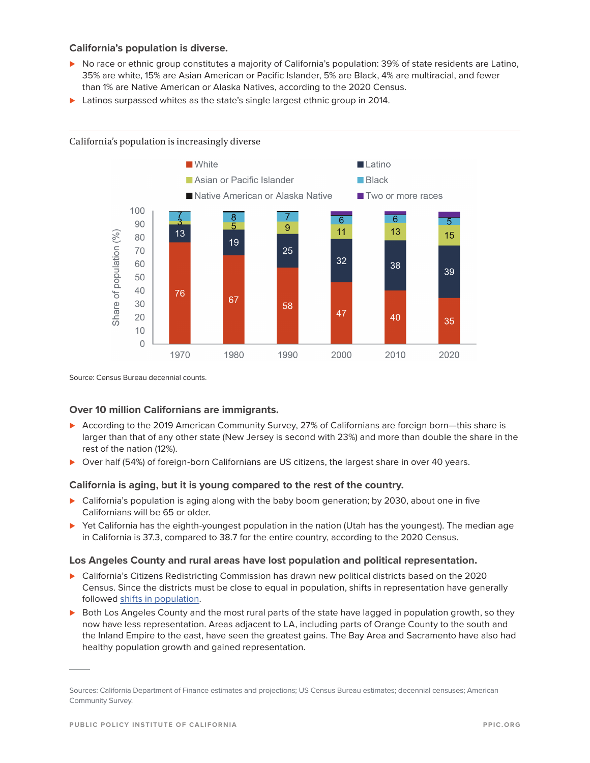## California's population is diverse.

- No race or ethnic group constitutes a majority of California's population: 39% of state residents are Latino, 35% are white, 15% are Asian American or Pacific Islander, 5% are Black, 4% are multiracial, and fewer than 1% are Native American or Alaska Natives, according to the 2020 Census.
- Latinos surpassed whites as the state's single largest ethnic group in 2014.

California's population is increasingly diverse

White
Latino
Asian or Pacific Islander
Black
Native American or Alaska Native
Two or more races

Share of population (%)

100
90
80
70
60
50
40
30
20
10
0

1970: 76, 13, 3, 7
1980: 67, 19, 5, 8
1990: 58, 25, 9, 7
2000: 47, 32, 11, 6
2010: 40, 38, 13, 6
2020: 35, 39, 15, 5

Source: Census Bureau decennial counts.

## Over 10 million Californians are immigrants.

- According to the 2019 American Community Survey, 27% of Californians are foreign born—this share is larger than that of any other state (New Jersey is second with 23%) and more than double the share in the rest of the nation (12%).
- Over half (54%) of foreign-born Californians are US citizens, the largest share in over 40 years.

## California is aging, but it is young compared to the rest of the country.

- California's population is aging along with the baby boom generation; by 2030, about one in five Californians will be 65 or older.
- Yet California has the eighth-youngest population in the nation (Utah has the youngest). The median age in California is 37.3, compared to 38.7 for the entire country, according to the 2020 Census.

## Los Angeles County and rural areas have lost population and political representation.

- California's Citizens Redistricting Commission has drawn new political districts based on the 2020 Census. Since the districts must be close to equal in population, shifts in representation have generally followed shifts in population.
- Both Los Angeles County and the most rural parts of the state have lagged in population growth, so they now have less representation. Areas adjacent to LA, including parts of Orange County to the south and the Inland Empire to the east, have seen the greatest gains. The Bay Area and Sacramento have also had healthy population growth and gained representation.

---

Sources: California Department of Finance estimates and projections; US Census Bureau estimates; decennial censuses; American Community Survey.